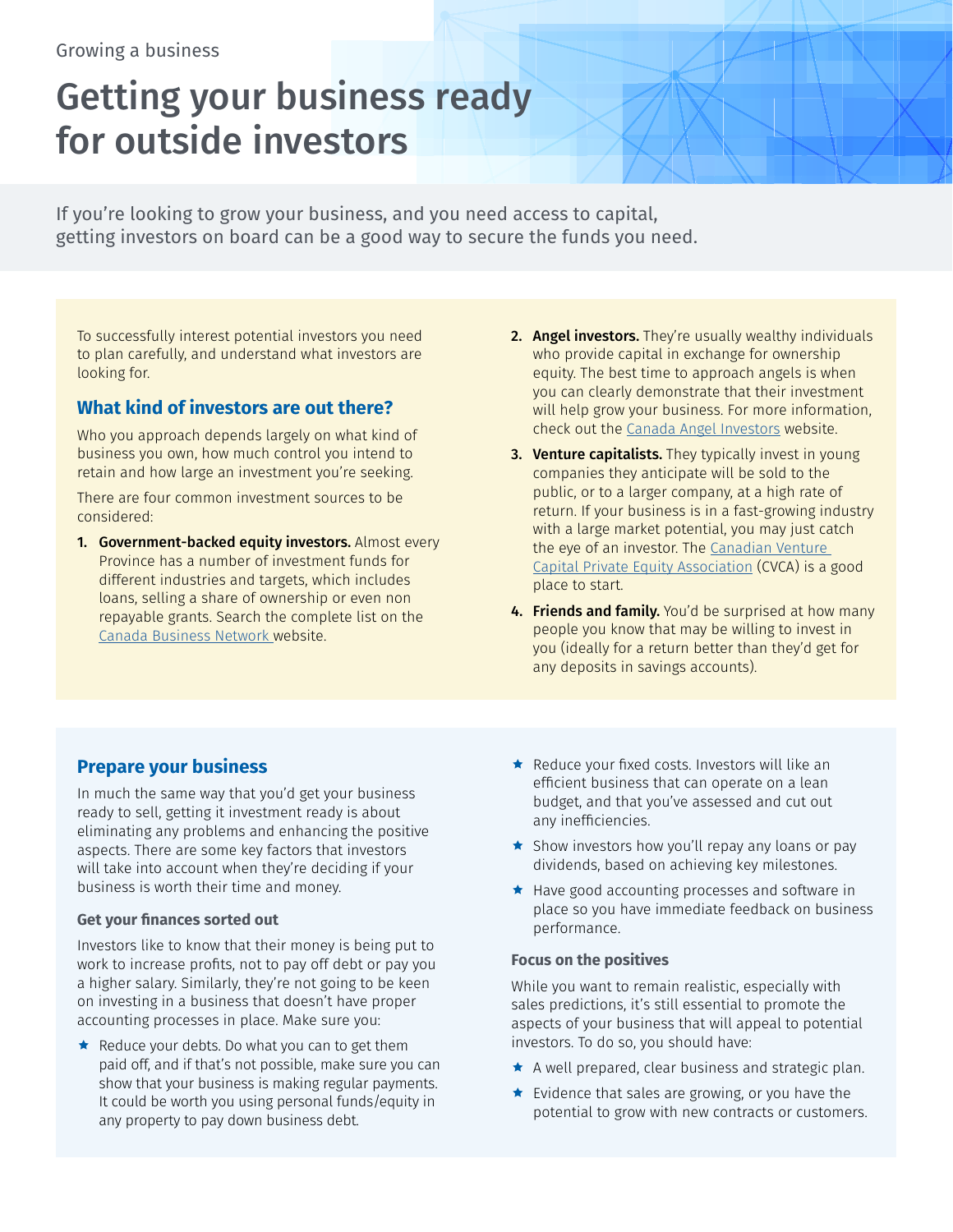Growing a business

# Getting your business ready for outside investors

If you're looking to grow your business, and you need access to capital, getting investors on board can be a good way to secure the funds you need.

To successfully interest potential investors you need to plan carefully, and understand what investors are looking for.

## What kind of investors are out there?

Who you approach depends largely on what kind of business you own, how much control you intend to retain and how large an investment you're seeking.

There are four common investment sources to be considered:

1. **Government-backed equity investors.** Almost every Province has a number of investment funds for different industries and targets, which includes loans, selling a share of ownership or even non repayable grants. Search the complete list on the Canada Business Network website.
2. **Angel investors.** They're usually wealthy individuals who provide capital in exchange for ownership equity. The best time to approach angels is when you can clearly demonstrate that their investment will help grow your business. For more information, check out the Canada Angel Investors website.
3. **Venture capitalists.** They typically invest in young companies they anticipate will be sold to the public, or to a larger company, at a high rate of return. If your business is in a fast-growing industry with a large market potential, you may just catch the eye of an investor. The Canadian Venture Capital Private Equity Association (CVCA) is a good place to start.
4. **Friends and family.** You'd be surprised at how many people you know that may be willing to invest in you (ideally for a return better than they'd get for any deposits in savings accounts).

## Prepare your business

In much the same way that you'd get your business ready to sell, getting it investment ready is about eliminating any problems and enhancing the positive aspects. There are some key factors that investors will take into account when they're deciding if your business is worth their time and money.

### Get your finances sorted out

Investors like to know that their money is being put to work to increase profits, not to pay off debt or pay you a higher salary. Similarly, they're not going to be keen on investing in a business that doesn't have proper accounting processes in place. Make sure you:

- Reduce your debts. Do what you can to get them paid off, and if that's not possible, make sure you can show that your business is making regular payments. It could be worth you using personal funds/equity in any property to pay down business debt.
- Reduce your fixed costs. Investors will like an efficient business that can operate on a lean budget, and that you've assessed and cut out any inefficiencies.
- Show investors how you'll repay any loans or pay dividends, based on achieving key milestones.
- Have good accounting processes and software in place so you have immediate feedback on business performance.

### Focus on the positives

While you want to remain realistic, especially with sales predictions, it's still essential to promote the aspects of your business that will appeal to potential investors. To do so, you should have:

- A well prepared, clear business and strategic plan.
- Evidence that sales are growing, or you have the potential to grow with new contracts or customers.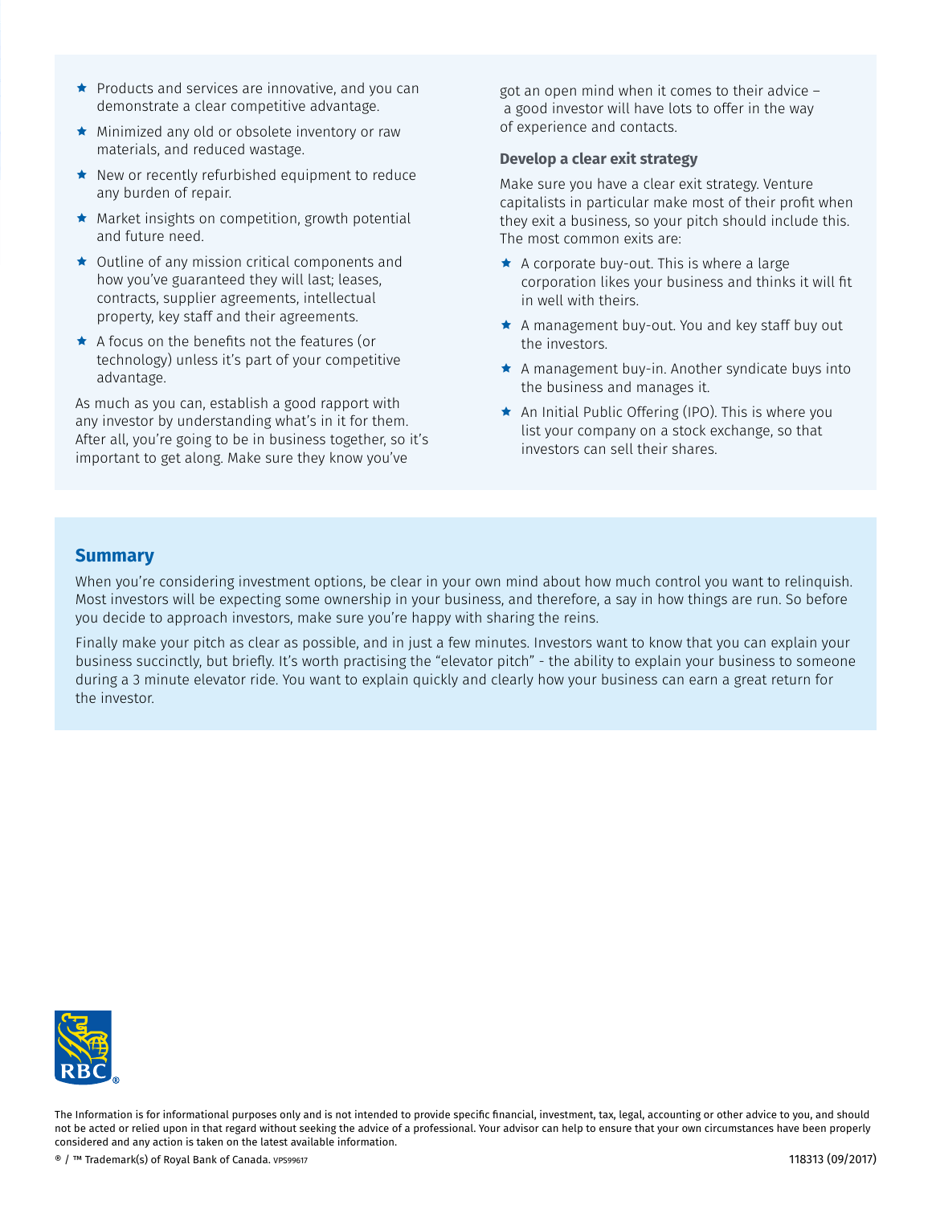- Products and services are innovative, and you can demonstrate a clear competitive advantage.
- Minimized any old or obsolete inventory or raw materials, and reduced wastage.
- New or recently refurbished equipment to reduce any burden of repair.
- Market insights on competition, growth potential and future need.
- Outline of any mission critical components and how you've guaranteed they will last; leases, contracts, supplier agreements, intellectual property, key staff and their agreements.
- A focus on the benefits not the features (or technology) unless it's part of your competitive advantage.

As much as you can, establish a good rapport with any investor by understanding what's in it for them. After all, you're going to be in business together, so it's important to get along. Make sure they know you've got an open mind when it comes to their advice – a good investor will have lots to offer in the way of experience and contacts.

### Develop a clear exit strategy

Make sure you have a clear exit strategy. Venture capitalists in particular make most of their profit when they exit a business, so your pitch should include this. The most common exits are:

- A corporate buy-out. This is where a large corporation likes your business and thinks it will fit in well with theirs.
- A management buy-out. You and key staff buy out the investors.
- A management buy-in. Another syndicate buys into the business and manages it.
- An Initial Public Offering (IPO). This is where you list your company on a stock exchange, so that investors can sell their shares.

## Summary

When you're considering investment options, be clear in your own mind about how much control you want to relinquish. Most investors will be expecting some ownership in your business, and therefore, a say in how things are run. So before you decide to approach investors, make sure you're happy with sharing the reins.

Finally make your pitch as clear as possible, and in just a few minutes. Investors want to know that you can explain your business succinctly, but briefly. It's worth practising the "elevator pitch" - the ability to explain your business to someone during a 3 minute elevator ride. You want to explain quickly and clearly how your business can earn a great return for the investor.

RBC®

The Information is for informational purposes only and is not intended to provide specific financial, investment, tax, legal, accounting or other advice to you, and should not be acted or relied upon in that regard without seeking the advice of a professional. Your advisor can help to ensure that your own circumstances have been properly considered and any action is taken on the latest available information.

® / ™ Trademark(s) of Royal Bank of Canada. VPS99617

118313 (09/2017)